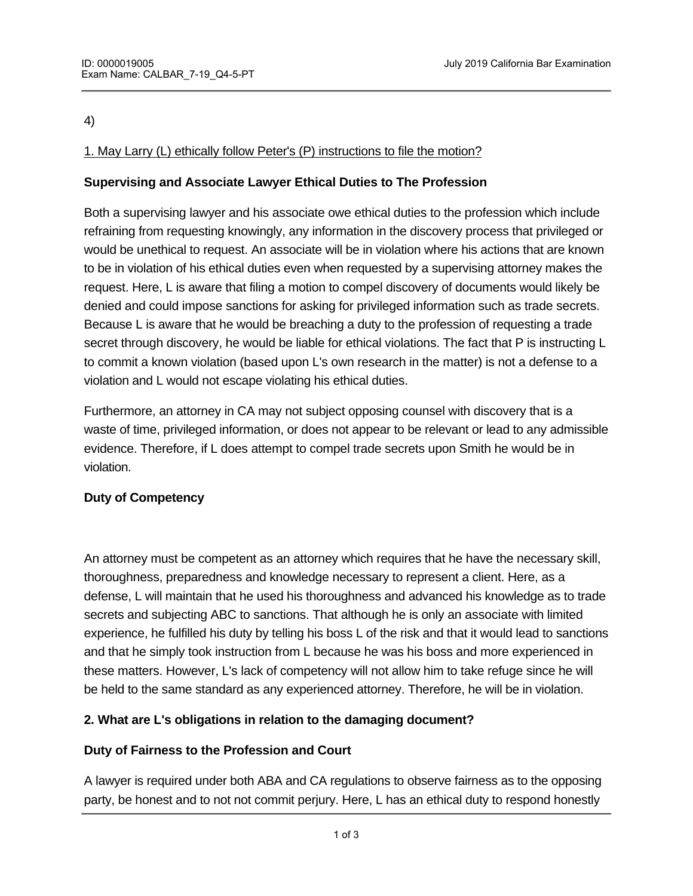4)

1. May Larry (L) ethically follow Peter's (P) instructions to file the motion?

**Supervising and Associate Lawyer Ethical Duties to The Profession**

Both a supervising lawyer and his associate owe ethical duties to the profession which include refraining from requesting knowingly, any information in the discovery process that privileged or would be unethical to request. An associate will be in violation where his actions that are known to be in violation of his ethical duties even when requested by a supervising attorney makes the request. Here, L is aware that filing a motion to compel discovery of documents would likely be denied and could impose sanctions for asking for privileged information such as trade secrets. Because L is aware that he would be breaching a duty to the profession of requesting a trade secret through discovery, he would be liable for ethical violations. The fact that P is instructing L to commit a known violation (based upon L's own research in the matter) is not a defense to a violation and L would not escape violating his ethical duties.

Furthermore, an attorney in CA may not subject opposing counsel with discovery that is a waste of time, privileged information, or does not appear to be relevant or lead to any admissible evidence. Therefore, if L does attempt to compel trade secrets upon Smith he would be in violation.

**Duty of Competency**

An attorney must be competent as an attorney which requires that he have the necessary skill, thoroughness, preparedness and knowledge necessary to represent a client. Here, as a defense, L will maintain that he used his thoroughness and advanced his knowledge as to trade secrets and subjecting ABC to sanctions. That although he is only an associate with limited experience, he fulfilled his duty by telling his boss L of the risk and that it would lead to sanctions and that he simply took instruction from L because he was his boss and more experienced in these matters. However, L's lack of competency will not allow him to take refuge since he will be held to the same standard as any experienced attorney. Therefore, he will be in violation.

**2. What are L's obligations in relation to the damaging document?**

**Duty of Fairness to the Profession and Court**

A lawyer is required under both ABA and CA regulations to observe fairness as to the opposing party, be honest and to not not commit perjury. Here, L has an ethical duty to respond honestly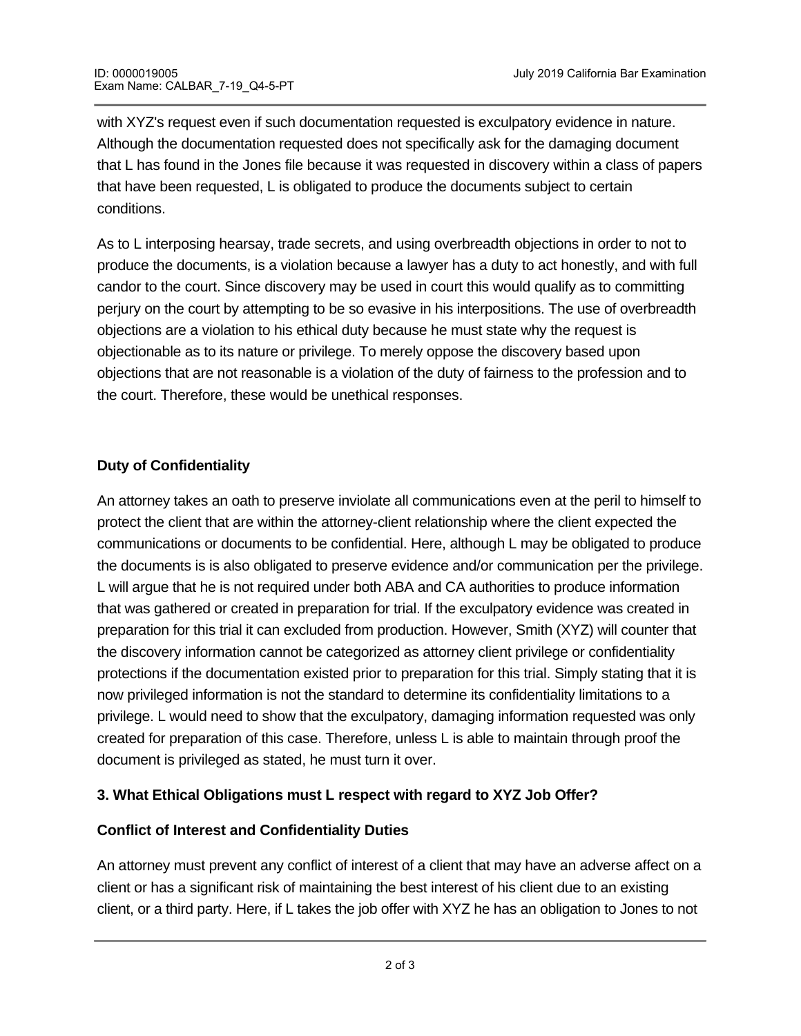with XYZ's request even if such documentation requested is exculpatory evidence in nature. Although the documentation requested does not specifically ask for the damaging document that L has found in the Jones file because it was requested in discovery within a class of papers that have been requested, L is obligated to produce the documents subject to certain conditions.

As to L interposing hearsay, trade secrets, and using overbreadth objections in order to not to produce the documents, is a violation because a lawyer has a duty to act honestly, and with full candor to the court. Since discovery may be used in court this would qualify as to committing perjury on the court by attempting to be so evasive in his interpositions. The use of overbreadth objections are a violation to his ethical duty because he must state why the request is objectionable as to its nature or privilege. To merely oppose the discovery based upon objections that are not reasonable is a violation of the duty of fairness to the profession and to the court. Therefore, these would be unethical responses.

**Duty of Confidentiality**

An attorney takes an oath to preserve inviolate all communications even at the peril to himself to protect the client that are within the attorney-client relationship where the client expected the communications or documents to be confidential. Here, although L may be obligated to produce the documents is is also obligated to preserve evidence and/or communication per the privilege. L will argue that he is not required under both ABA and CA authorities to produce information that was gathered or created in preparation for trial. If the exculpatory evidence was created in preparation for this trial it can excluded from production. However, Smith (XYZ) will counter that the discovery information cannot be categorized as attorney client privilege or confidentiality protections if the documentation existed prior to preparation for this trial. Simply stating that it is now privileged information is not the standard to determine its confidentiality limitations to a privilege. L would need to show that the exculpatory, damaging information requested was only created for preparation of this case. Therefore, unless L is able to maintain through proof the document is privileged as stated, he must turn it over.

**3. What Ethical Obligations must L respect with regard to XYZ Job Offer?**

**Conflict of Interest and Confidentiality Duties**

An attorney must prevent any conflict of interest of a client that may have an adverse affect on a client or has a significant risk of maintaining the best interest of his client due to an existing client, or a third party. Here, if L takes the job offer with XYZ he has an obligation to Jones to not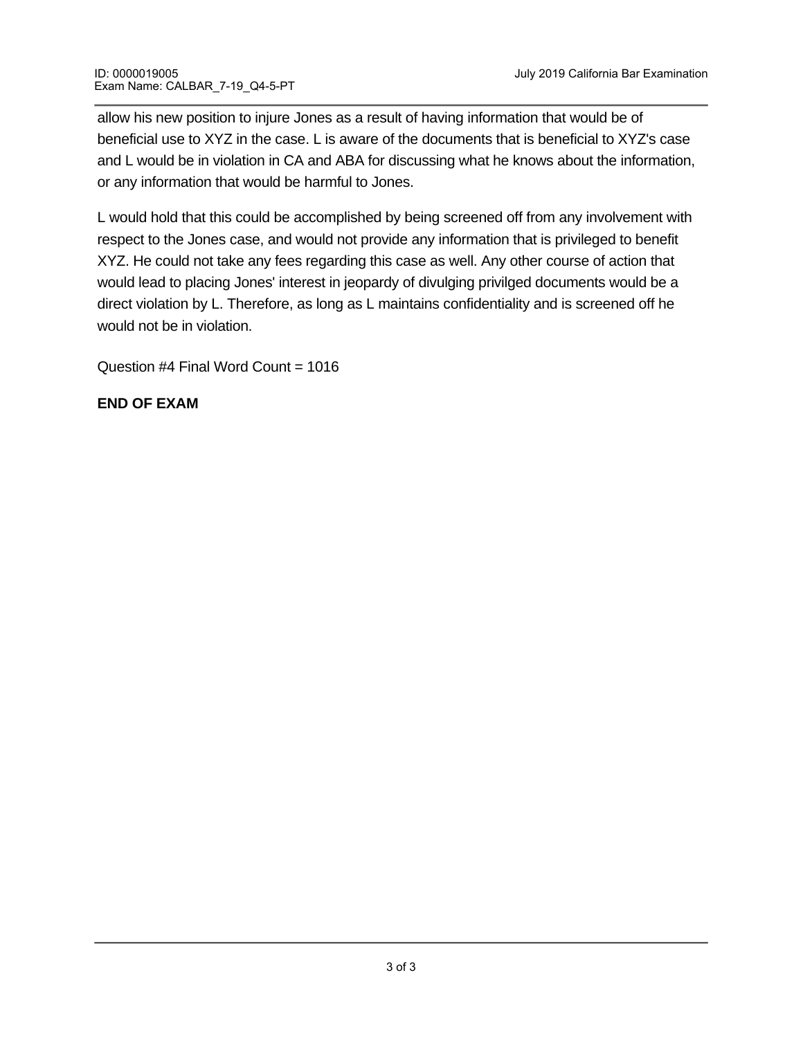allow his new position to injure Jones as a result of having information that would be of beneficial use to XYZ in the case. L is aware of the documents that is beneficial to XYZ's case and L would be in violation in CA and ABA for discussing what he knows about the information, or any information that would be harmful to Jones.

L would hold that this could be accomplished by being screened off from any involvement with respect to the Jones case, and would not provide any information that is privileged to benefit XYZ. He could not take any fees regarding this case as well. Any other course of action that would lead to placing Jones' interest in jeopardy of divulging privilged documents would be a direct violation by L. Therefore, as long as L maintains confidentiality and is screened off he would not be in violation.

Question #4 Final Word Count = 1016

**END OF EXAM**